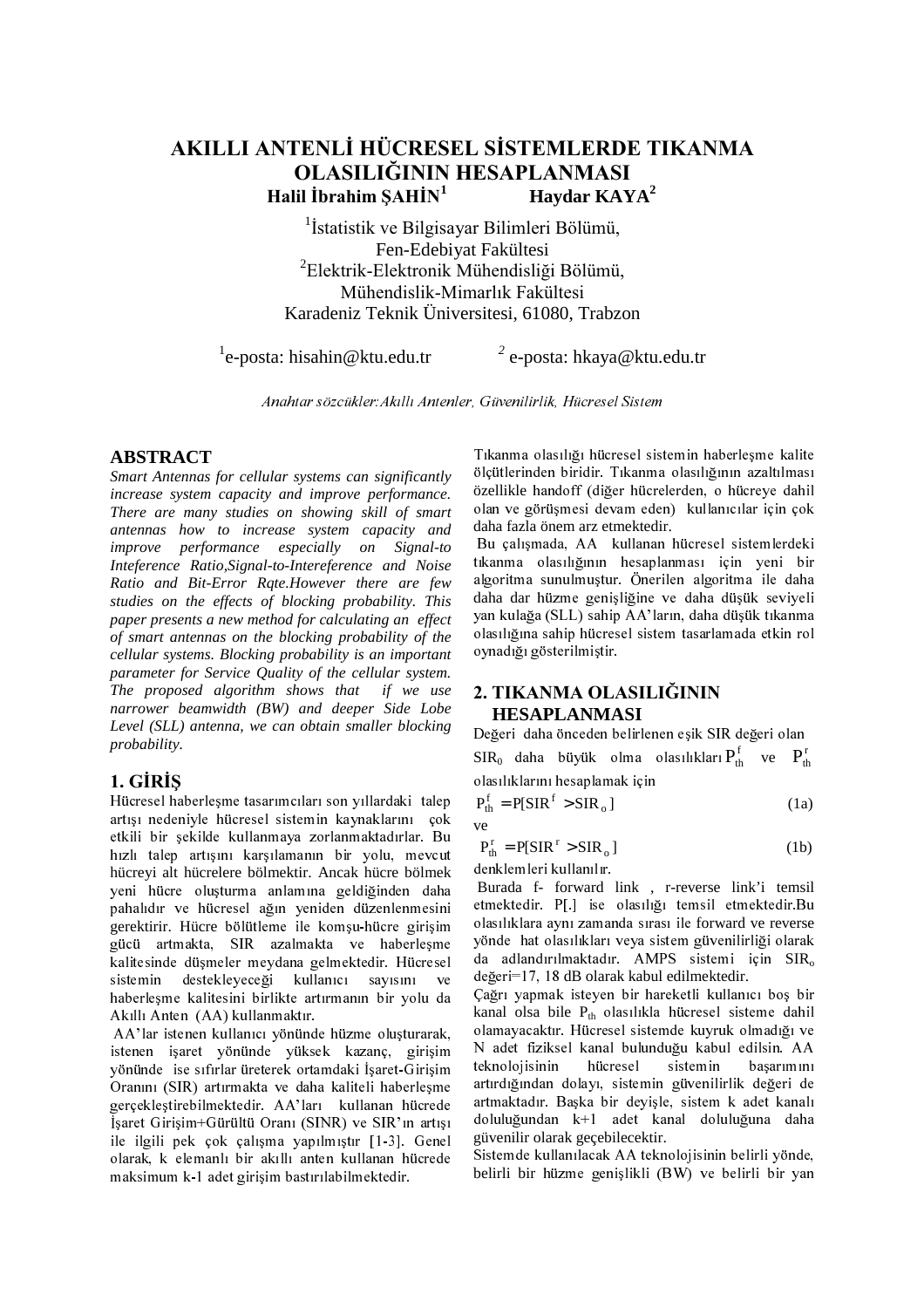# AKILLI ANTENLİ HÜCRESEL SİSTEMLERDE TIKANMA OLASILIĞININ HESAPLANMASI

**Halil İbrahim ŞAHİN[1]** **Haydar KAYA[2]**

[1]İstatistik ve Bilgisayar Bilimleri Bölümü,
Fen-Edebiyat Fakültesi
[2]Elektrik-Elektronik Mühendisliği Bölümü,
Mühendislik-Mimarlık Fakültesi
Karadeniz Teknik Üniversitesi, 61080, Trabzon

[1]e-posta: hisahin@ktu.edu.tr [2] e-posta: hkaya@ktu.edu.tr

*Anahtar sözcükler:Akıllı Antenler, Güvenilirlik, Hücresel Sistem*

## ABSTRACT

*Smart Antennas for cellular systems can significantly increase system capacity and improve performance. There are many studies on showing skill of smart antennas how to increase system capacity and improve performance especially on Signal-to Inteference Ratio,Signal-to-Intereference and Noise Ratio and Bit-Error Rqte.However there are few studies on the effects of blocking probability. This paper presents a new method for calculating an effect of smart antennas on the blocking probability of the cellular systems. Blocking probability is an important parameter for Service Quality of the cellular system. The proposed algorithm shows that if we use narrower beamwidth (BW) and deeper Side Lobe Level (SLL) antenna, we can obtain smaller blocking probability.*

## 1. GİRİŞ

Hücresel haberleşme tasarımcıları son yıllardaki talep artışı nedeniyle hücresel sistemin kaynaklarını çok etkili bir şekilde kullanmaya zorlanmaktadırlar. Bu hızlı talep artışını karşılamanın bir yolu, mevcut hücreyi alt hücrelere bölmektir. Ancak hücre bölmek yeni hücre oluşturma anlamına geldiğinden daha pahalıdır ve hücresel ağın yeniden düzenlenmesini gerektirir. Hücre bölütleme ile komşu-hücre girişim gücü artmakta, SIR azalmakta ve haberleşme kalitesinde düşmeler meydana gelmektedir. Hücresel sistemin destekleyeceği kullanıcı sayısını ve haberleşme kalitesini birlikte artırmanın bir yolu da Akıllı Anten (AA) kullanmaktır.

AA'lar istenen kullanıcı yönünde hüzme oluşturarak, istenen işaret yönünde yüksek kazanç, girişim yönünde ise sıfırlar üreterek ortamdaki İşaret-Girişim Oranını (SIR) artırmakta ve daha kaliteli haberleşme gerçekleştirebilmektedir. AA'ları kullanan hücrede İşaret Girişim+Gürültü Oranı (SINR) ve SIR'ın artışı ile ilgili pek çok çalışma yapılmıştır [1-3]. Genel olarak, k elemanlı bir akıllı anten kullanan hücrede maksimum k-1 adet girişim bastırılabilmektedir.

Tıkanma olasılığı hücresel sistemin haberleşme kalite ölçütlerinden biridir. Tıkanma olasılığının azaltılması özellikle handoff (diğer hücrelerden, o hücreye dahil olan ve görüşmesi devam eden) kullanıcılar için çok daha fazla önem arz etmektedir.

Bu çalışmada, AA kullanan hücresel sistemlerdeki tıkanma olasılığının hesaplanması için yeni bir algoritma sunulmuştur. Önerilen algoritma ile daha daha dar hüzme genişliğine ve daha düşük seviyeli yan kulağa (SLL) sahip AA'ların, daha düşük tıkanma olasılığına sahip hücresel sistem tasarlamada etkin rol oynadığı gösterilmiştir.

## 2. TIKANMA OLASILIĞININ HESAPLANMASI

Değeri daha önceden belirlenen eşik SIR değeri olan $SIR_0$ daha büyük olma olasılıkları $P_{th}^{f}$ ve $P_{th}^{r}$ olasılıklarını hesaplamak için

$$P_{th}^{f} = P[SIR^{f} > SIR_{o}] \tag{1a}$$

ve

$$P_{th}^{r} = P[SIR^{r} > SIR_{o}] \tag{1b}$$

denklemleri kullanılır.

Burada f- forward link , r-reverse link'i temsil etmektedir. P[.] ise olasılığı temsil etmektedir.Bu olasılıklara aynı zamanda sırası ile forward ve reverse yönde hat olasılıkları veya sistem güvenilirliği olarak da adlandırılmaktadır. AMPS sistemi için $SIR_o$ değeri=17, 18 dB olarak kabul edilmektedir.

Çağrı yapmak isteyen bir hareketli kullanıcı boş bir kanal olsa bile $P_{th}$ olasılıkla hücresel sisteme dahil olamayacaktır. Hücresel sistemde kuyruk olmadığı ve N adet fiziksel kanal bulunduğu kabul edilsin. AA teknolojisinin hücresel sistemin başarımını artırdığından dolayı, sistemin güvenilirlik değeri de artmaktadır. Başka bir deyişle, sistem k adet kanalı doluluğundan k+1 adet kanal doluluğuna daha güvenilir olarak geçebilecektir.

Sistemde kullanılacak AA teknolojisinin belirli yönde, belirli bir hüzme genişlikli (BW) ve belirli bir yan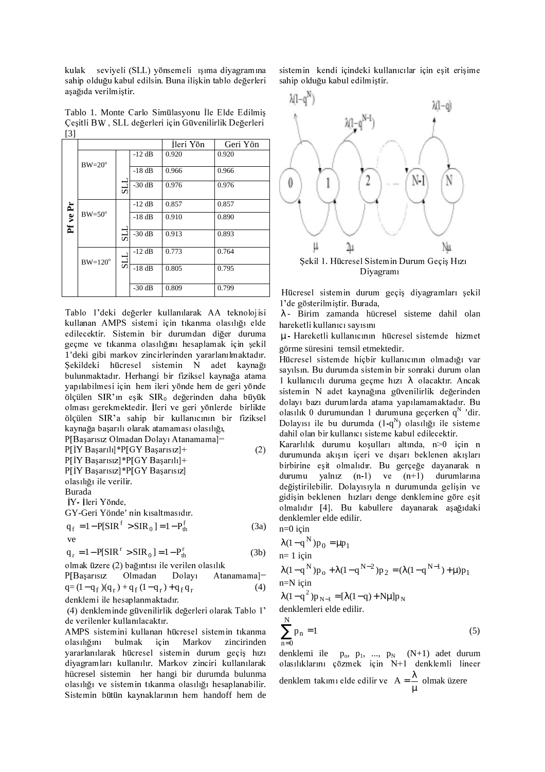kulak seviyeli (SLL) yönsemeli ışıma diyagramına sahip olduğu kabul edilsin. Buna ilişkin tablo değerleri aşağıda verilmiştir.

Tablo 1. Monte Carlo Simülasyonu İle Elde Edilmiş Çeşitli BW , SLL değerleri için Güvenilirlik Değerleri [3]

| | | | | İleri Yön | Geri Yön |
|---|---|---|---|---|---|
| Pf ve Pr | BW=20° | SLL | -12 dB | 0.920 | 0.920 |
| | | | -18 dB | 0.966 | 0.966 |
| | | | -30 dB | 0.976 | 0.976 |
| | BW=50° | SLL | -12 dB | 0.857 | 0.857 |
| | | | -18 dB | 0.910 | 0.890 |
| | | | -30 dB | 0.913 | 0.893 |
| | BW=120° | SLL | -12 dB | 0.773 | 0.764 |
| | | | -18 dB | 0.805 | 0.795 |
| | | | -30 dB | 0.809 | 0.799 |

Tablo 1'deki değerler kullanılarak AA teknolojisi kullanan AMPS sistemi için tıkanma olasılığı elde edilecektir. Sistemin bir durumdan diğer duruma geçme ve tıkanma olasılığını hesaplamak için şekil 1'deki gibi markov zincirlerinden yararlanılmaktadır. Şekildeki hücresel sistemin N adet kaynağı bulunmaktadır. Herhangi bir fiziksel kaynağa atama yapılabilmesi için hem ileri yönde hem de geri yönde ölçülen SIR'ın eşik $SIR_0$ değerinden daha büyük olması gerekmektedir. İleri ve geri yönlerde birlikte ölçülen SIR'a sahip bir kullanıcının bir fiziksel kaynağa başarılı olarak atamaması olasılığı,

P[Başarısız Olmadan Dolayı Atanamama]=
P[İY Başarılı]*P[GY Başarısız]+ (2)
P[İY Başarısız]*P[GY Başarılı]+
P[İY Başarısız]*P[GY Başarısız]

olasılığı ile verilir.
Burada
İY- İleri Yönde,
GY-Geri Yönde' nin kısaltmasıdır.

$$q_f = 1 - P[SIR^f > SIR_0] = 1 - P_{th}^f \quad (3a)$$

ve

$$q_r = 1 - P[SIR^r > SIR_0] = 1 - P_{th}^r \quad (3b)$$

olmak üzere (2) bağıntısı ile verilen olasılık
P[Başarısız Olmadan Dolayı Atanamama]=

$$q = (1 - q_f)(q_r) + q_f(1 - q_r) + q_f q_r \quad (4)$$

denklemi ile hesaplanmaktadır.

(4) denkleminde güvenilirlik değerleri olarak Tablo 1' de verilenler kullanılacaktır.

AMPS sistemini kullanan hücresel sistemin tıkanma olasılığını bulmak için Markov zincirinden yararlanılarak hücresel sistemin durum geçiş hızı diyagramları kullanılır. Markov zinciri kullanılarak hücresel sistemin her hangi bir durumda bulunma olasılığı ve sistemin tıkanma olasılığı hesaplanabilir. Sistemin bütün kaynaklarının hem handoff hem de sistemin kendi içindeki kullanıcılar için eşit erişime sahip olduğu kabul edilmiştir.

Şekil 1. Hücresel Sistemin Durum Geçiş Hızı Diyagramı

Hücresel sistemin durum geçiş diyagramları şekil 1'de gösterilmiştir. Burada,

$\lambda$ - Birim zamanda hücresel sisteme dahil olan hareketli kullanıcı sayısını

$\mu$ - Hareketli kullanıcının hücresel sistemde hizmet görme süresini temsil etmektedir.

Hücresel sistemde hiçbir kullanıcının olmadığı var sayılsın. Bu durumda sistemin bir sonraki durum olan 1 kullanıcılı duruma geçme hızı $\lambda$ olacaktır. Ancak sistemin N adet kaynağına güvenilirlik değerinden dolayı bazı durumlarda atama yapılamamaktadır. Bu olasılık 0 durumundan 1 durumuna geçerken $q^N$ 'dir. Dolayısı ile bu durumda $(1\text{-}q^N)$ olasılığı ile sisteme dahil olan bir kullanıcı sisteme kabul edilecektir.

Kararlılık durumu koşulları altında, n>0 için n durumunda akışın içeri ve dışarı beklenen akışları birbirine eşit olmalıdır. Bu gerçeğe dayanarak n durumu yalnız (n-1) ve (n+1) durumlarına değiştirilebilir. Dolayısıyla n durumunda gelişin ve gidişin beklenen hızları denge denklemine göre eşit olmalıdır [4]. Bu kabullere dayanarak aşağıdaki denklemler elde edilir.

n=0 için

$$\lambda(1 - q^N)p_0 = \mu p_1$$

n= 1 için

$$\lambda(1 - q^N)p_o + \lambda(1 - q^{N-2})p_2 = (\lambda(1 - q^{N-1}) + \mu)p_1$$

n=N için

$$\lambda(1 - q^2)p_{N-1} = [\lambda(1 - q) + N\mu]p_N$$

denklemleri elde edilir.

$$\sum_{n=0}^{N} p_n = 1 \quad (5)$$

denklemi ile $p_o$, $p_1$, ..., $p_N$ (N+1) adet durum olasılıklarını çözmek için N+1 denklemli lineer denklem takımı elde edilir ve $A = \dfrac{\lambda}{\mu}$ olmak üzere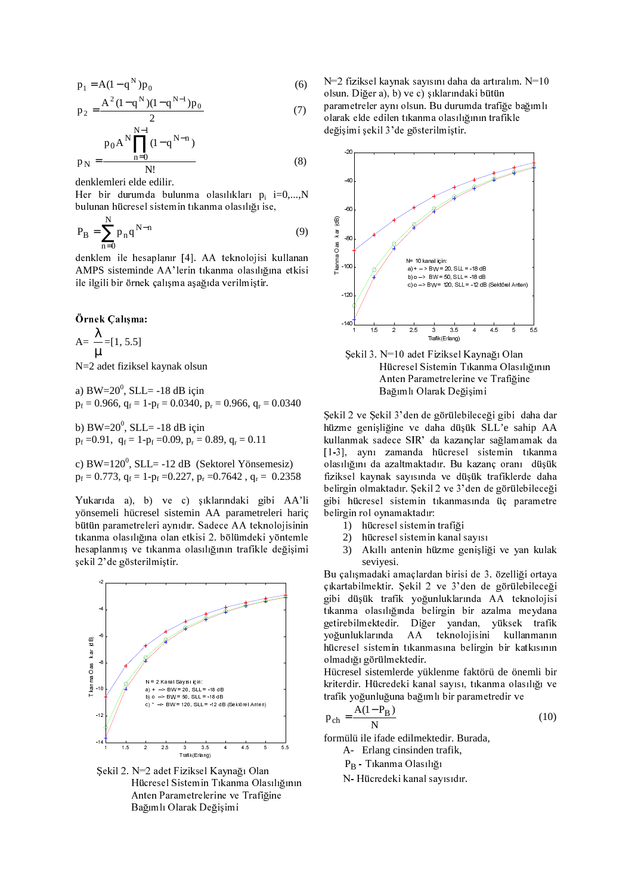$$p_1 = A(1 - q^N)p_0 \qquad (6)$$

$$p_2 = \frac{A^2(1 - q^N)(1 - q^{N-1})p_0}{2} \qquad (7)$$

$$p_N = \frac{p_0 A^N \prod_{n=0}^{N-1}(1 - q^{N-n})}{N!} \qquad (8)$$

denklemleri elde edilir.

Her bir durumda bulunma olasılıkları $p_i$ i=0,...,N bulunan hücresel sistemin tıkanma olasılığı ise,

$$P_B = \sum_{n=0}^{N} p_n q^{N-n} \qquad (9)$$

denklem ile hesaplanır [4]. AA teknolojisi kullanan AMPS sisteminde AA'lerin tıkanma olasılığına etkisi ile ilgili bir örnek çalışma aşağıda verilmiştir.

**Örnek Çalışma:**

$A = \dfrac{\lambda}{\mu} = [1, 5.5]$

N=2 adet fiziksel kaynak olsun

a) BW=$20^0$, SLL= -18 dB için
$p_f$ = 0.966, $q_f$ = 1-$p_f$ = 0.0340, $p_r$ = 0.966, $q_r$ = 0.0340

b) BW=$20^0$, SLL= -18 dB için
$p_f$ =0.91, $q_f$ = 1-$p_f$ =0.09, $p_r$ = 0.89, $q_r$ = 0.11

c) BW=$120^0$, SLL= -12 dB (Sektorel Yönsemesiz)
$p_f$ = 0.773, $q_f$ = 1-$p_f$ =0.227, $p_r$ =0.7642 , $q_r$ = 0.2358

Yukarıda a), b) ve c) şıklarındaki gibi AA'li yönsemeli hücresel sistemin AA parametreleri hariç bütün parametreleri aynıdır. Sadece AA teknolojisinin tıkanma olasılığına olan etkisi 2. bölümdeki yöntemle hesaplanmış ve tıkanma olasılığının trafikle değişimi şekil 2'de gösterilmiştir.

Tıkanma Olas. kar (dB)
Trafik(Erlang)
-2, -4, -6, -8, -10, -12, -14
1, 1.5, 2, 2.5, 3, 3.5, 4, 4.5, 5, 5.5
N = 2 Kanal Sayısı için:
a) + --> BW = 20, SLL = -18 dB
b) o --> BW = 50, SLL = -18 dB
c) * --> BW = 120, SLL = -12 dB (Sektörel Anten)

Şekil 2. N=2 adet Fiziksel Kaynağı Olan Hücresel Sistemin Tıkanma Olasılığının Anten Parametrelerine ve Trafiğine Bağımlı Olarak Değişimi

N=2 fiziksel kaynak sayısını daha da artıralım. N=10 olsun. Diğer a), b) ve c) şıklarındaki bütün parametreler aynı olsun. Bu durumda trafiğe bağımlı olarak elde edilen tıkanma olasılığının trafikle değişimi şekil 3'de gösterilmiştir.

Tıkanma Olas. kar (dB)
Trafik(Erlang)
-20, -40, -60, -80, -100, -120, -140
1, 1.5, 2, 2.5, 3, 3.5, 4, 4.5, 5, 5.5
N= 10 kanal için:
a) + --> BW = 20, SLL = -18 dB
b) o --> BW = 50, SLL = -18 dB
c) o --> BW = 120, SLL = -12 dB (Sektörel Anten)

Şekil 3. N=10 adet Fiziksel Kaynağı Olan Hücresel Sistemin Tıkanma Olasılığının Anten Parametrelerine ve Trafiğine Bağımlı Olarak Değişimi

Şekil 2 ve Şekil 3'den de görülebileceği gibi daha dar hüzme genişliğine ve daha düşük SLL'e sahip AA kullanmak sadece SIR' da kazançlar sağlamamak da [1-3], aynı zamanda hücresel sistemin tıkanma olasılığını da azaltmaktadır. Bu kazanç oranı düşük fiziksel kaynak sayısında ve düşük trafiklerde daha belirgin olmaktadır. Şekil 2 ve 3'den de görülebileceği gibi hücresel sistemin tıkanmasında üç parametre belirgin rol oynamaktadır:

1) hücresel sistemin trafiği
2) hücresel sistemin kanal sayısı
3) Akıllı antenin hüzme genişliği ve yan kulak seviyesi.

Bu çalışmadaki amaçlardan birisi de 3. özelliği ortaya çıkartabilmektir. Şekil 2 ve 3'den de görülebileceği gibi düşük trafik yoğunluklarında AA teknolojisi tıkanma olasılığında belirgin bir azalma meydana getirebilmektedir. Diğer yandan, yüksek trafik yoğunluklarında AA teknolojisini kullanmanın hücresel sistemin tıkanmasına belirgin bir katkısının olmadığı görülmektedir.

Hücresel sistemlerde yüklenme faktörü de önemli bir kriterdir. Hücredeki kanal sayısı, tıkanma olasılığı ve trafik yoğunluğuna bağımlı bir parametredir ve

$$p_{ch} = \frac{A(1 - P_B)}{N} \qquad (10)$$

formülü ile ifade edilmektedir. Burada,

A- Erlang cinsinden trafik,
$P_B$ - Tıkanma Olasılığı
N- Hücredeki kanal sayısıdır.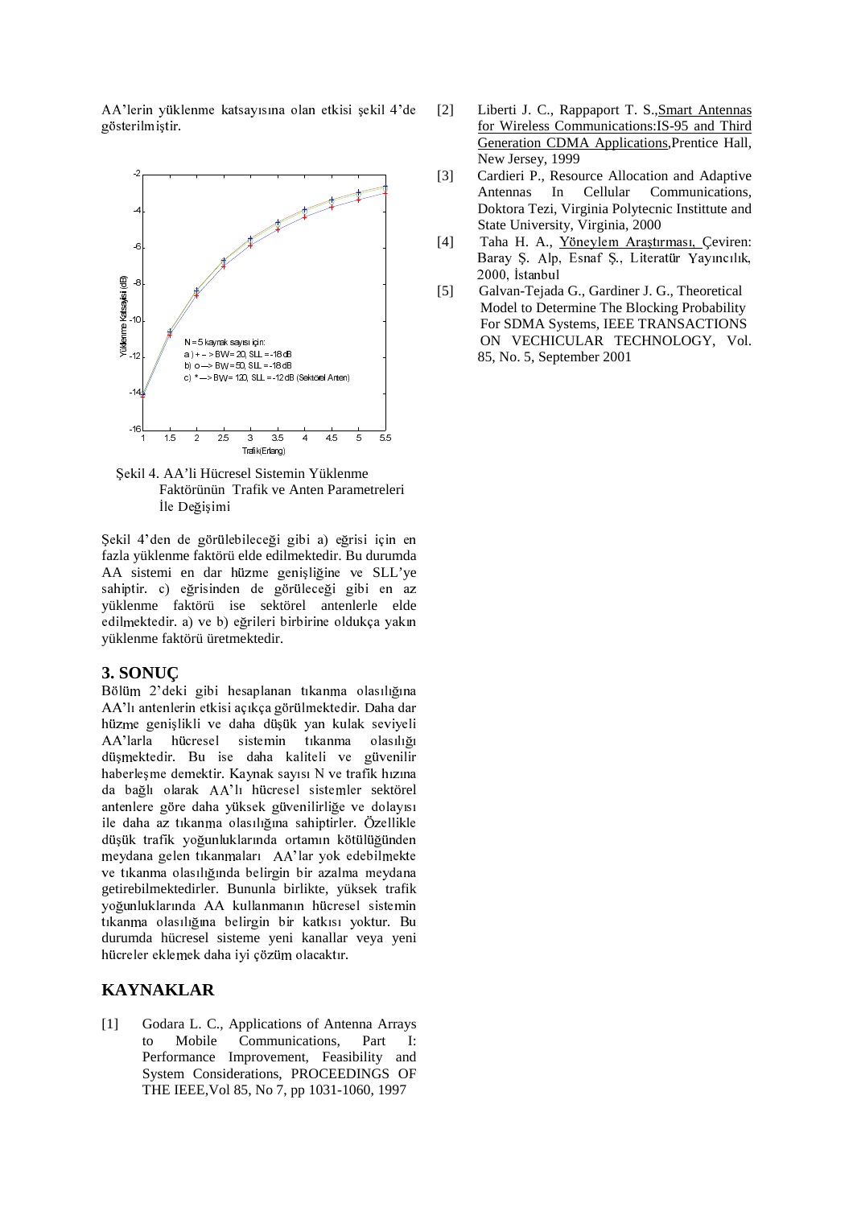AA'lerin yüklenme katsayısına olan etkisi şekil 4'de gösterilmiştir.

Yüklenme Katsayisi (dB)

-2
-4
-6
-8
-10
-12
-14
-16

1 1.5 2 2.5 3 3.5 4 4.5 5 5.5

Trafik(Erlang)

N=5 kaynak sayısı için:
a) + - > BW= 20, SLL = -18 dB
b) o —> BW=50, SLL = -18 dB
c) * —> BW= 120, SLL = -12 dB (Sektörel Anten)

Şekil 4. AA'li Hücresel Sistemin Yüklenme Faktörünün Trafik ve Anten Parametreleri İle Değişimi

Şekil 4'den de görülebileceği gibi a) eğrisi için en fazla yüklenme faktörü elde edilmektedir. Bu durumda AA sistemi en dar hüzme genişliğine ve SLL'ye sahiptir. c) eğrisinden de görüleceği gibi en az yüklenme faktörü ise sektörel antenlerle elde edilmektedir. a) ve b) eğrileri birbirine oldukça yakın yüklenme faktörü üretmektedir.

## 3. SONUÇ

Bölüm 2'deki gibi hesaplanan tıkanma olasılığına AA'lı antenlerin etkisi açıkça görülmektedir. Daha dar hüzme genişlikli ve daha düşük yan kulak seviyeli AA'larla hücresel sistemin tıkanma olasılığı düşmektedir. Bu ise daha kaliteli ve güvenilir haberleşme demektir. Kaynak sayısı N ve trafik hızına da bağlı olarak AA'lı hücresel sistemler sektörel antenlere göre daha yüksek güvenilirliğe ve dolayısı ile daha az tıkanma olasılığına sahiptirler. Özellikle düşük trafik yoğunluklarında ortamın kötülüğünden meydana gelen tıkanmaları AA'lar yok edebilmekte ve tıkanma olasılığında belirgin bir azalma meydana getirebilmektedirler. Bununla birlikte, yüksek trafik yoğunluklarında AA kullanmanın hücresel sistemin tıkanma olasılığına belirgin bir katkısı yoktur. Bu durumda hücresel sisteme yeni kanallar veya yeni hücreler eklemek daha iyi çözüm olacaktır.

## KAYNAKLAR

[1] Godara L. C., Applications of Antenna Arrays to Mobile Communications, Part I: Performance Improvement, Feasibility and System Considerations, PROCEEDINGS OF THE IEEE, Vol 85, No 7, pp 1031-1060, 1997

[2] Liberti J. C., Rappaport T. S., Smart Antennas for Wireless Communications: IS-95 and Third Generation CDMA Applications, Prentice Hall, New Jersey, 1999

[3] Cardieri P., Resource Allocation and Adaptive Antennas In Cellular Communications, Doktora Tezi, Virginia Polytecnic Instittute and State University, Virginia, 2000

[4] Taha H. A., Yöneylem Araştırması, Çeviren: Baray Ş. Alp, Esnaf Ş., Literatür Yayıncılık, 2000, İstanbul

[5] Galvan-Tejada G., Gardiner J. G., Theoretical Model to Determine The Blocking Probability For SDMA Systems, IEEE TRANSACTIONS ON VECHICULAR TECHNOLOGY, Vol. 85, No. 5, September 2001